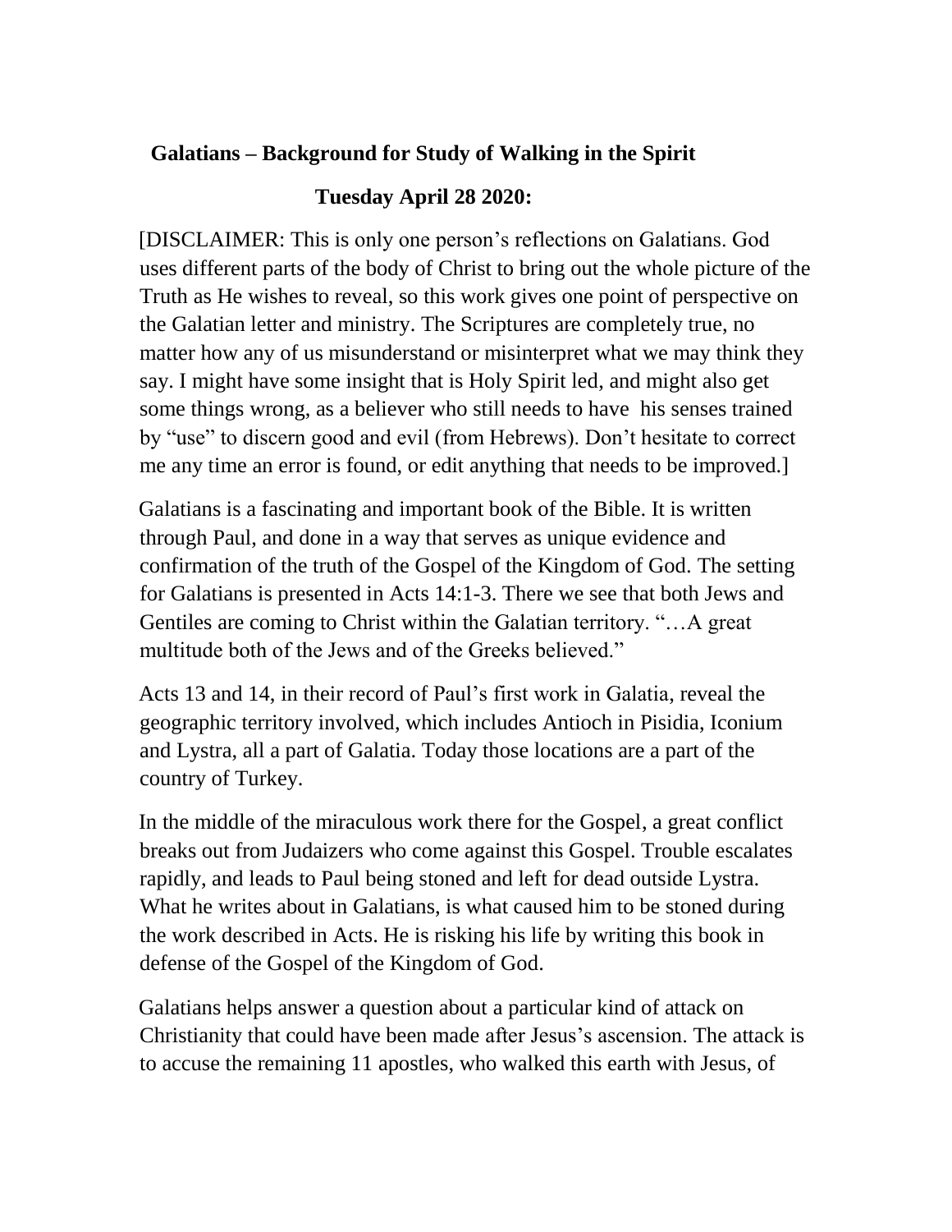**Galatians – Background for Study of Walking in the Spirit**

**Tuesday April 28 2020:**

[DISCLAIMER: This is only one person's reflections on Galatians. God uses different parts of the body of Christ to bring out the whole picture of the Truth as He wishes to reveal, so this work gives one point of perspective on the Galatian letter and ministry. The Scriptures are completely true, no matter how any of us misunderstand or misinterpret what we may think they say. I might have some insight that is Holy Spirit led, and might also get some things wrong, as a believer who still needs to have his senses trained by "use" to discern good and evil (from Hebrews). Don't hesitate to correct me any time an error is found, or edit anything that needs to be improved.]

Galatians is a fascinating and important book of the Bible. It is written through Paul, and done in a way that serves as unique evidence and confirmation of the truth of the Gospel of the Kingdom of God. The setting for Galatians is presented in Acts 14:1-3. There we see that both Jews and Gentiles are coming to Christ within the Galatian territory. "…A great multitude both of the Jews and of the Greeks believed."

Acts 13 and 14, in their record of Paul's first work in Galatia, reveal the geographic territory involved, which includes Antioch in Pisidia, Iconium and Lystra, all a part of Galatia. Today those locations are a part of the country of Turkey.

In the middle of the miraculous work there for the Gospel, a great conflict breaks out from Judaizers who come against this Gospel. Trouble escalates rapidly, and leads to Paul being stoned and left for dead outside Lystra. What he writes about in Galatians, is what caused him to be stoned during the work described in Acts. He is risking his life by writing this book in defense of the Gospel of the Kingdom of God.

Galatians helps answer a question about a particular kind of attack on Christianity that could have been made after Jesus's ascension. The attack is to accuse the remaining 11 apostles, who walked this earth with Jesus, of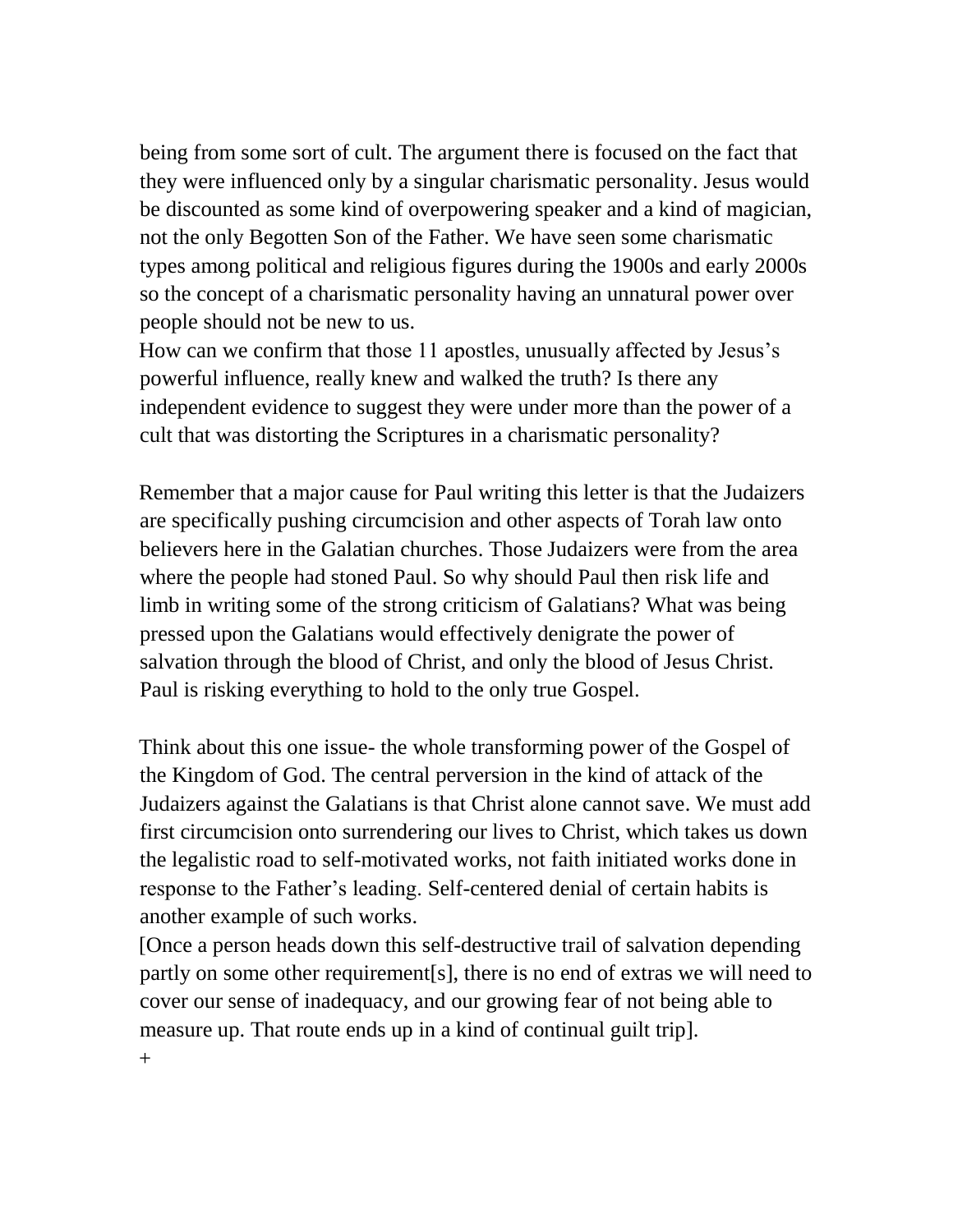being from some sort of cult. The argument there is focused on the fact that they were influenced only by a singular charismatic personality. Jesus would be discounted as some kind of overpowering speaker and a kind of magician, not the only Begotten Son of the Father. We have seen some charismatic types among political and religious figures during the 1900s and early 2000s so the concept of a charismatic personality having an unnatural power over people should not be new to us.

How can we confirm that those 11 apostles, unusually affected by Jesus's powerful influence, really knew and walked the truth? Is there any independent evidence to suggest they were under more than the power of a cult that was distorting the Scriptures in a charismatic personality?

Remember that a major cause for Paul writing this letter is that the Judaizers are specifically pushing circumcision and other aspects of Torah law onto believers here in the Galatian churches. Those Judaizers were from the area where the people had stoned Paul. So why should Paul then risk life and limb in writing some of the strong criticism of Galatians? What was being pressed upon the Galatians would effectively denigrate the power of salvation through the blood of Christ, and only the blood of Jesus Christ. Paul is risking everything to hold to the only true Gospel.

Think about this one issue- the whole transforming power of the Gospel of the Kingdom of God. The central perversion in the kind of attack of the Judaizers against the Galatians is that Christ alone cannot save. We must add first circumcision onto surrendering our lives to Christ, which takes us down the legalistic road to self-motivated works, not faith initiated works done in response to the Father's leading. Self-centered denial of certain habits is another example of such works.

[Once a person heads down this self-destructive trail of salvation depending partly on some other requirement[s], there is no end of extras we will need to cover our sense of inadequacy, and our growing fear of not being able to measure up. That route ends up in a kind of continual guilt trip].

+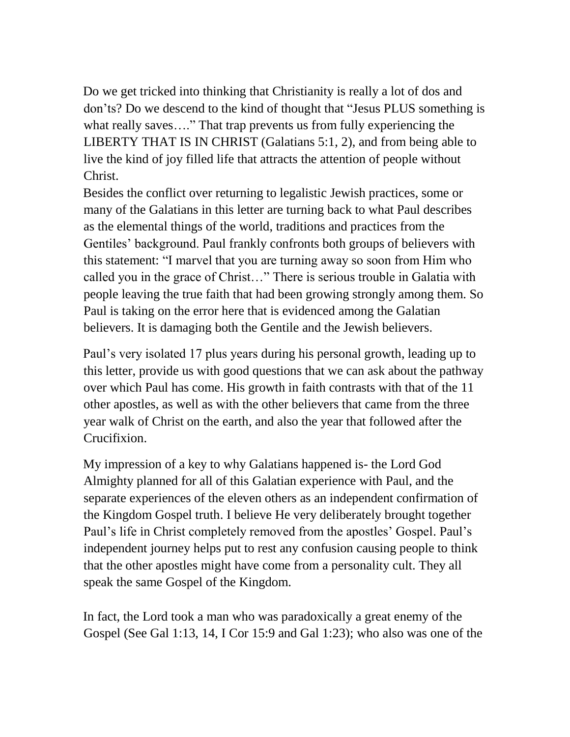Do we get tricked into thinking that Christianity is really a lot of dos and don'ts? Do we descend to the kind of thought that "Jesus PLUS something is what really saves…." That trap prevents us from fully experiencing the LIBERTY THAT IS IN CHRIST (Galatians 5:1, 2), and from being able to live the kind of joy filled life that attracts the attention of people without Christ.

Besides the conflict over returning to legalistic Jewish practices, some or many of the Galatians in this letter are turning back to what Paul describes as the elemental things of the world, traditions and practices from the Gentiles' background. Paul frankly confronts both groups of believers with this statement: "I marvel that you are turning away so soon from Him who called you in the grace of Christ…" There is serious trouble in Galatia with people leaving the true faith that had been growing strongly among them. So Paul is taking on the error here that is evidenced among the Galatian believers. It is damaging both the Gentile and the Jewish believers.

Paul's very isolated 17 plus years during his personal growth, leading up to this letter, provide us with good questions that we can ask about the pathway over which Paul has come. His growth in faith contrasts with that of the 11 other apostles, as well as with the other believers that came from the three year walk of Christ on the earth, and also the year that followed after the Crucifixion.

My impression of a key to why Galatians happened is- the Lord God Almighty planned for all of this Galatian experience with Paul, and the separate experiences of the eleven others as an independent confirmation of the Kingdom Gospel truth. I believe He very deliberately brought together Paul's life in Christ completely removed from the apostles' Gospel. Paul's independent journey helps put to rest any confusion causing people to think that the other apostles might have come from a personality cult. They all speak the same Gospel of the Kingdom.

In fact, the Lord took a man who was paradoxically a great enemy of the Gospel (See Gal 1:13, 14, I Cor 15:9 and Gal 1:23); who also was one of the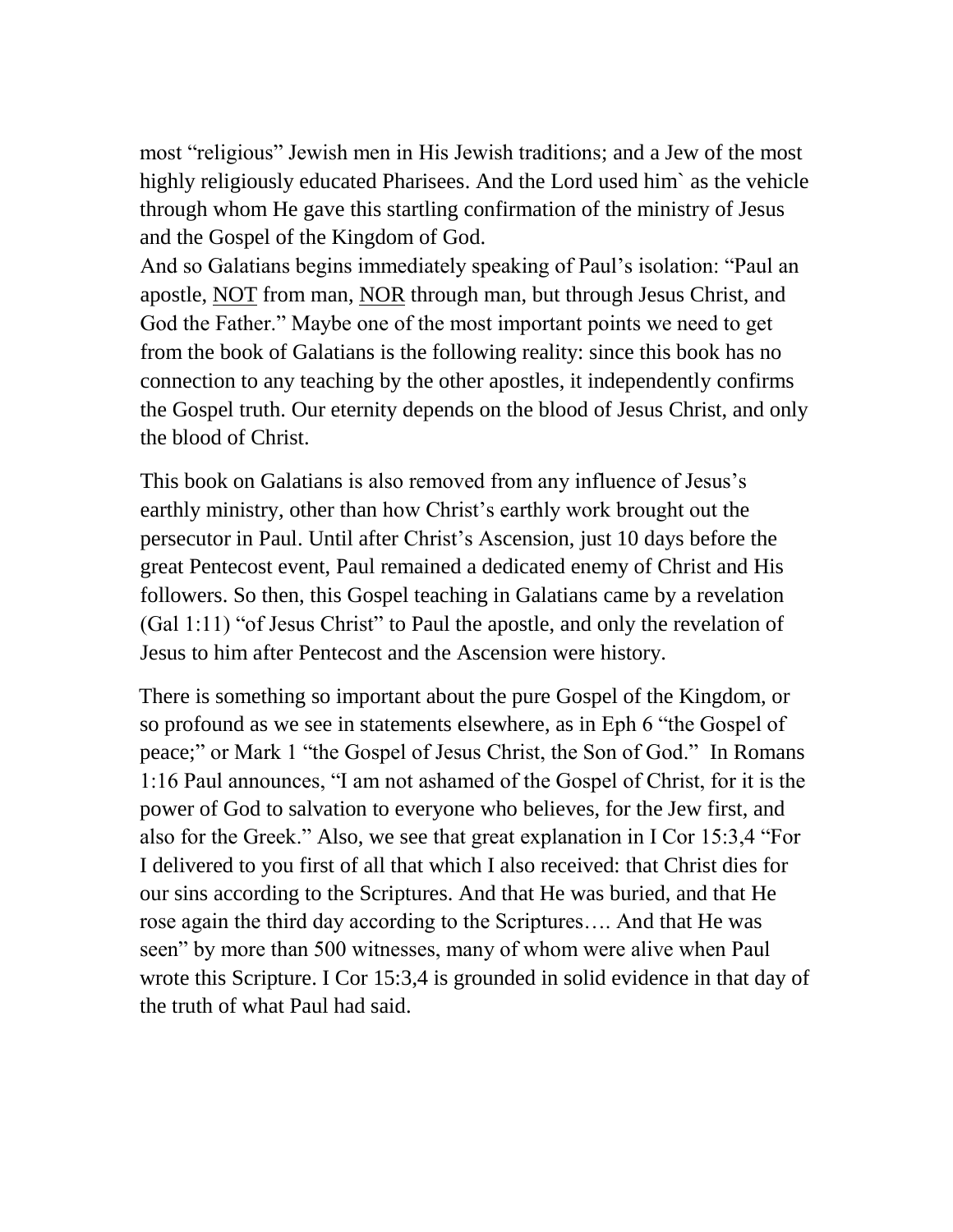most "religious" Jewish men in His Jewish traditions; and a Jew of the most highly religiously educated Pharisees. And the Lord used him` as the vehicle through whom He gave this startling confirmation of the ministry of Jesus and the Gospel of the Kingdom of God.

And so Galatians begins immediately speaking of Paul's isolation: "Paul an apostle, <u>NOT</u> from man, <u>NOR</u> through man, but through Jesus Christ, and God the Father." Maybe one of the most important points we need to get from the book of Galatians is the following reality: since this book has no connection to any teaching by the other apostles, it independently confirms the Gospel truth. Our eternity depends on the blood of Jesus Christ, and only the blood of Christ.

This book on Galatians is also removed from any influence of Jesus's earthly ministry, other than how Christ's earthly work brought out the persecutor in Paul. Until after Christ's Ascension, just 10 days before the great Pentecost event, Paul remained a dedicated enemy of Christ and His followers. So then, this Gospel teaching in Galatians came by a revelation (Gal 1:11) "of Jesus Christ" to Paul the apostle, and only the revelation of Jesus to him after Pentecost and the Ascension were history.

There is something so important about the pure Gospel of the Kingdom, or so profound as we see in statements elsewhere, as in Eph 6 "the Gospel of peace;" or Mark 1 "the Gospel of Jesus Christ, the Son of God." In Romans 1:16 Paul announces, "I am not ashamed of the Gospel of Christ, for it is the power of God to salvation to everyone who believes, for the Jew first, and also for the Greek." Also, we see that great explanation in I Cor 15:3,4 "For I delivered to you first of all that which I also received: that Christ dies for our sins according to the Scriptures. And that He was buried, and that He rose again the third day according to the Scriptures…. And that He was seen" by more than 500 witnesses, many of whom were alive when Paul wrote this Scripture. I Cor 15:3,4 is grounded in solid evidence in that day of the truth of what Paul had said.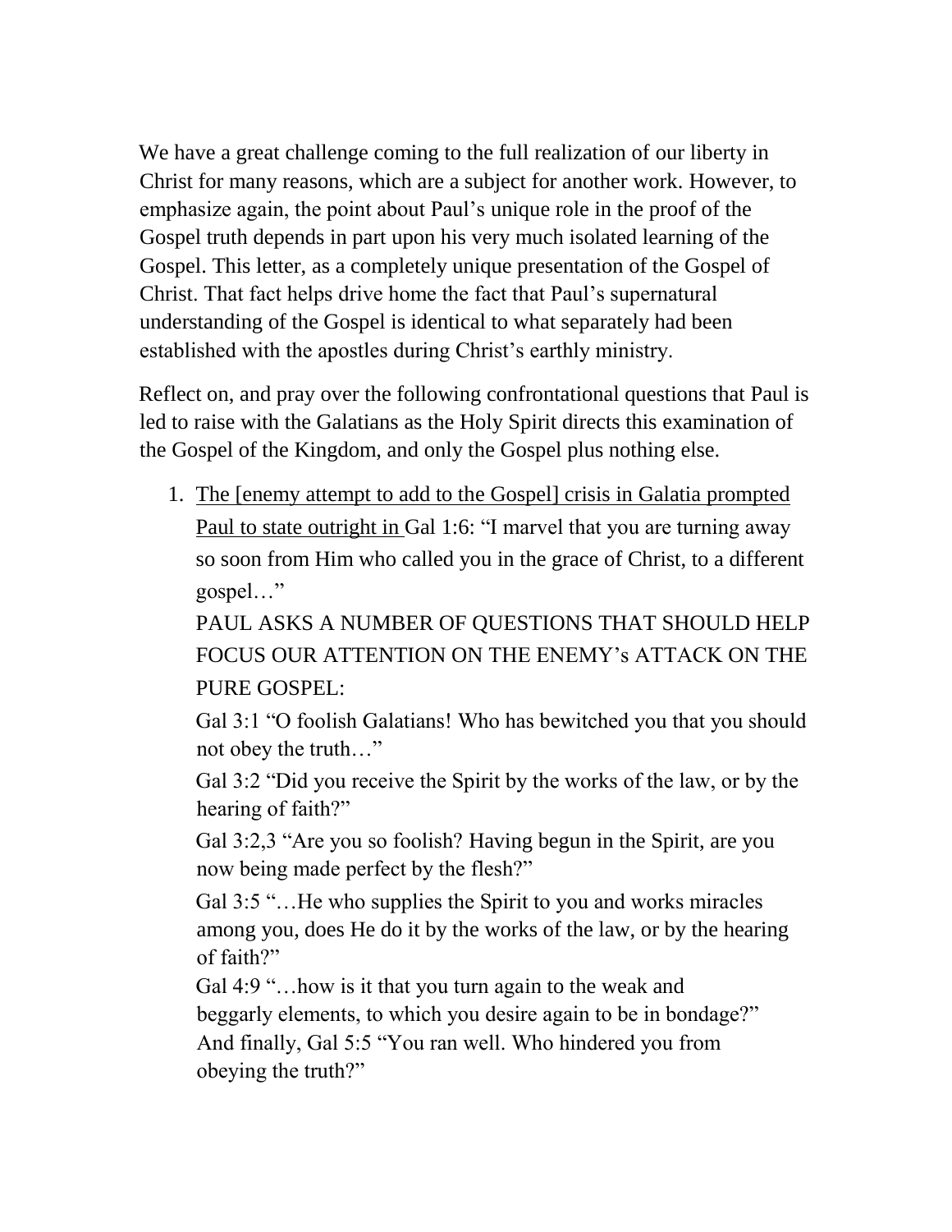We have a great challenge coming to the full realization of our liberty in Christ for many reasons, which are a subject for another work. However, to emphasize again, the point about Paul's unique role in the proof of the Gospel truth depends in part upon his very much isolated learning of the Gospel. This letter, as a completely unique presentation of the Gospel of Christ. That fact helps drive home the fact that Paul's supernatural understanding of the Gospel is identical to what separately had been established with the apostles during Christ's earthly ministry.

Reflect on, and pray over the following confrontational questions that Paul is led to raise with the Galatians as the Holy Spirit directs this examination of the Gospel of the Kingdom, and only the Gospel plus nothing else.

1. <u>The [enemy attempt to add to the Gospel] crisis in Galatia prompted Paul to state outright in</u> Gal 1:6: "I marvel that you are turning away so soon from Him who called you in the grace of Christ, to a different gospel…"

   PAUL ASKS A NUMBER OF QUESTIONS THAT SHOULD HELP FOCUS OUR ATTENTION ON THE ENEMY's ATTACK ON THE PURE GOSPEL:

   Gal 3:1 "O foolish Galatians! Who has bewitched you that you should not obey the truth…"

   Gal 3:2 "Did you receive the Spirit by the works of the law, or by the hearing of faith?"

   Gal 3:2,3 "Are you so foolish? Having begun in the Spirit, are you now being made perfect by the flesh?"

   Gal 3:5 "…He who supplies the Spirit to you and works miracles among you, does He do it by the works of the law, or by the hearing of faith?"

   Gal 4:9 "…how is it that you turn again to the weak and beggarly elements, to which you desire again to be in bondage?"

   And finally, Gal 5:5 "You ran well. Who hindered you from obeying the truth?"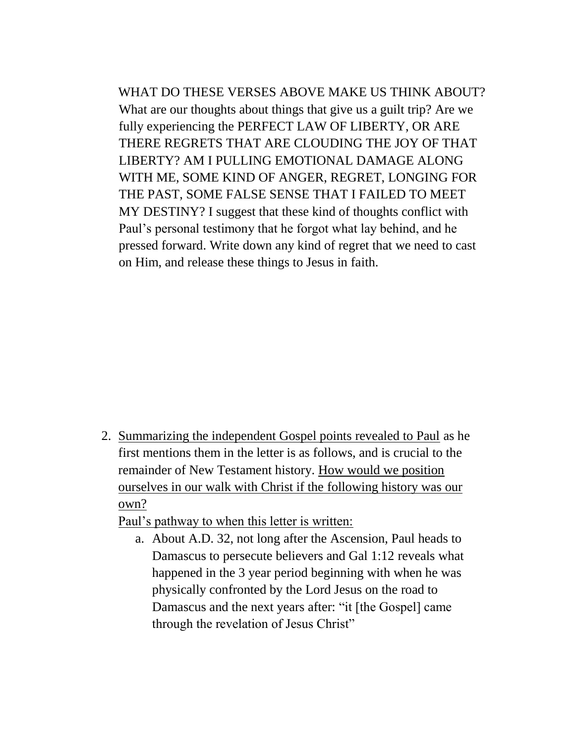WHAT DO THESE VERSES ABOVE MAKE US THINK ABOUT? What are our thoughts about things that give us a guilt trip? Are we fully experiencing the PERFECT LAW OF LIBERTY, OR ARE THERE REGRETS THAT ARE CLOUDING THE JOY OF THAT LIBERTY? AM I PULLING EMOTIONAL DAMAGE ALONG WITH ME, SOME KIND OF ANGER, REGRET, LONGING FOR THE PAST, SOME FALSE SENSE THAT I FAILED TO MEET MY DESTINY? I suggest that these kind of thoughts conflict with Paul's personal testimony that he forgot what lay behind, and he pressed forward. Write down any kind of regret that we need to cast on Him, and release these things to Jesus in faith.

2. <u>Summarizing the independent Gospel points revealed to Paul</u> as he first mentions them in the letter is as follows, and is crucial to the remainder of New Testament history. <u>How would we position ourselves in our walk with Christ if the following history was our own?</u>

   <u>Paul's pathway to when this letter is written:</u>

   a. About A.D. 32, not long after the Ascension, Paul heads to Damascus to persecute believers and Gal 1:12 reveals what happened in the 3 year period beginning with when he was physically confronted by the Lord Jesus on the road to Damascus and the next years after: "it [the Gospel] came through the revelation of Jesus Christ"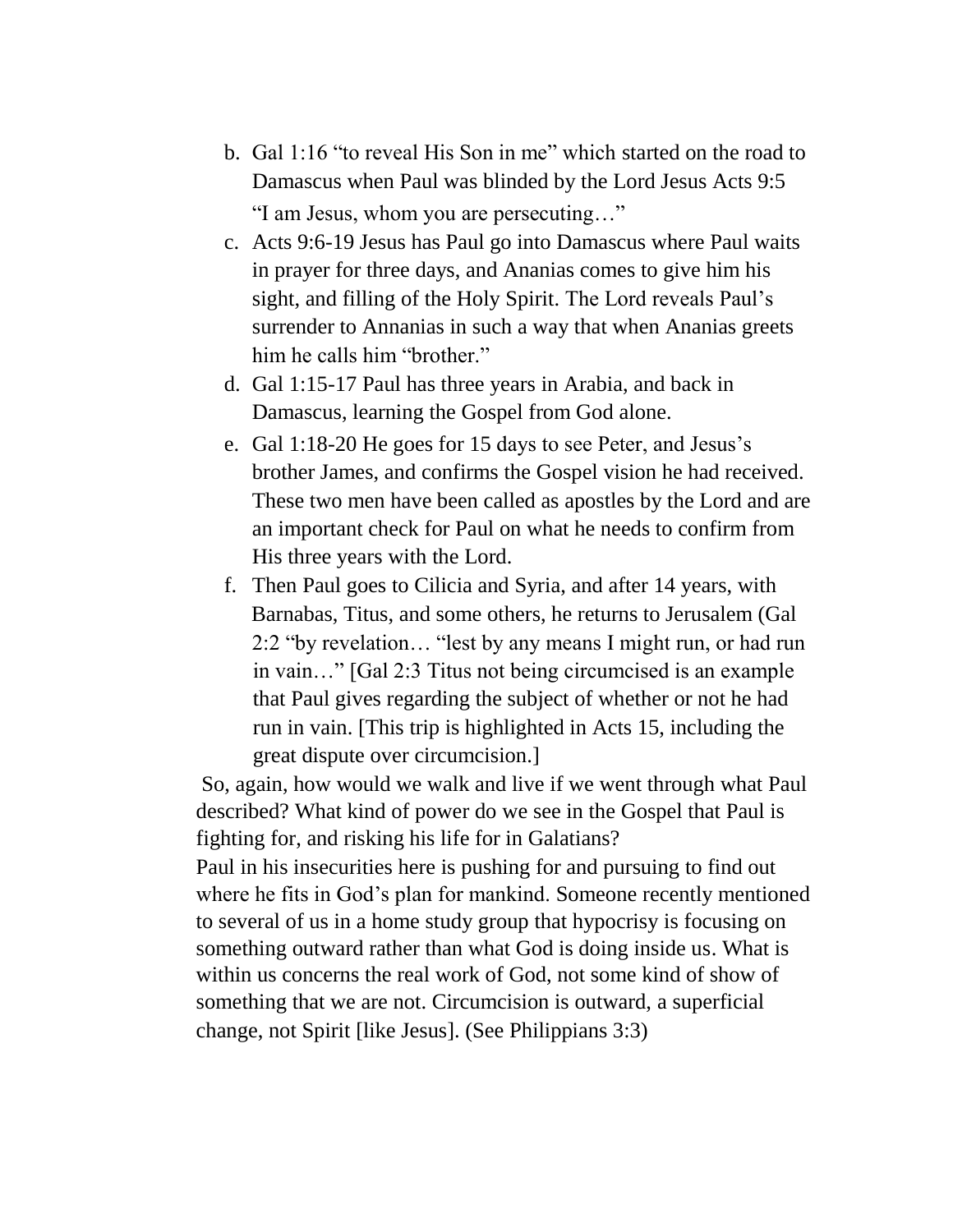b. Gal 1:16 “to reveal His Son in me” which started on the road to Damascus when Paul was blinded by the Lord Jesus Acts 9:5 “I am Jesus, whom you are persecuting…”
c. Acts 9:6-19 Jesus has Paul go into Damascus where Paul waits in prayer for three days, and Ananias comes to give him his sight, and filling of the Holy Spirit. The Lord reveals Paul’s surrender to Annanias in such a way that when Ananias greets him he calls him “brother.”
d. Gal 1:15-17 Paul has three years in Arabia, and back in Damascus, learning the Gospel from God alone.
e. Gal 1:18-20 He goes for 15 days to see Peter, and Jesus’s brother James, and confirms the Gospel vision he had received. These two men have been called as apostles by the Lord and are an important check for Paul on what he needs to confirm from His three years with the Lord.
f. Then Paul goes to Cilicia and Syria, and after 14 years, with Barnabas, Titus, and some others, he returns to Jerusalem (Gal 2:2 “by revelation… “lest by any means I might run, or had run in vain…” [Gal 2:3 Titus not being circumcised is an example that Paul gives regarding the subject of whether or not he had run in vain. [This trip is highlighted in Acts 15, including the great dispute over circumcision.]

So, again, how would we walk and live if we went through what Paul described? What kind of power do we see in the Gospel that Paul is fighting for, and risking his life for in Galatians?

Paul in his insecurities here is pushing for and pursuing to find out where he fits in God’s plan for mankind. Someone recently mentioned to several of us in a home study group that hypocrisy is focusing on something outward rather than what God is doing inside us. What is within us concerns the real work of God, not some kind of show of something that we are not. Circumcision is outward, a superficial change, not Spirit [like Jesus]. (See Philippians 3:3)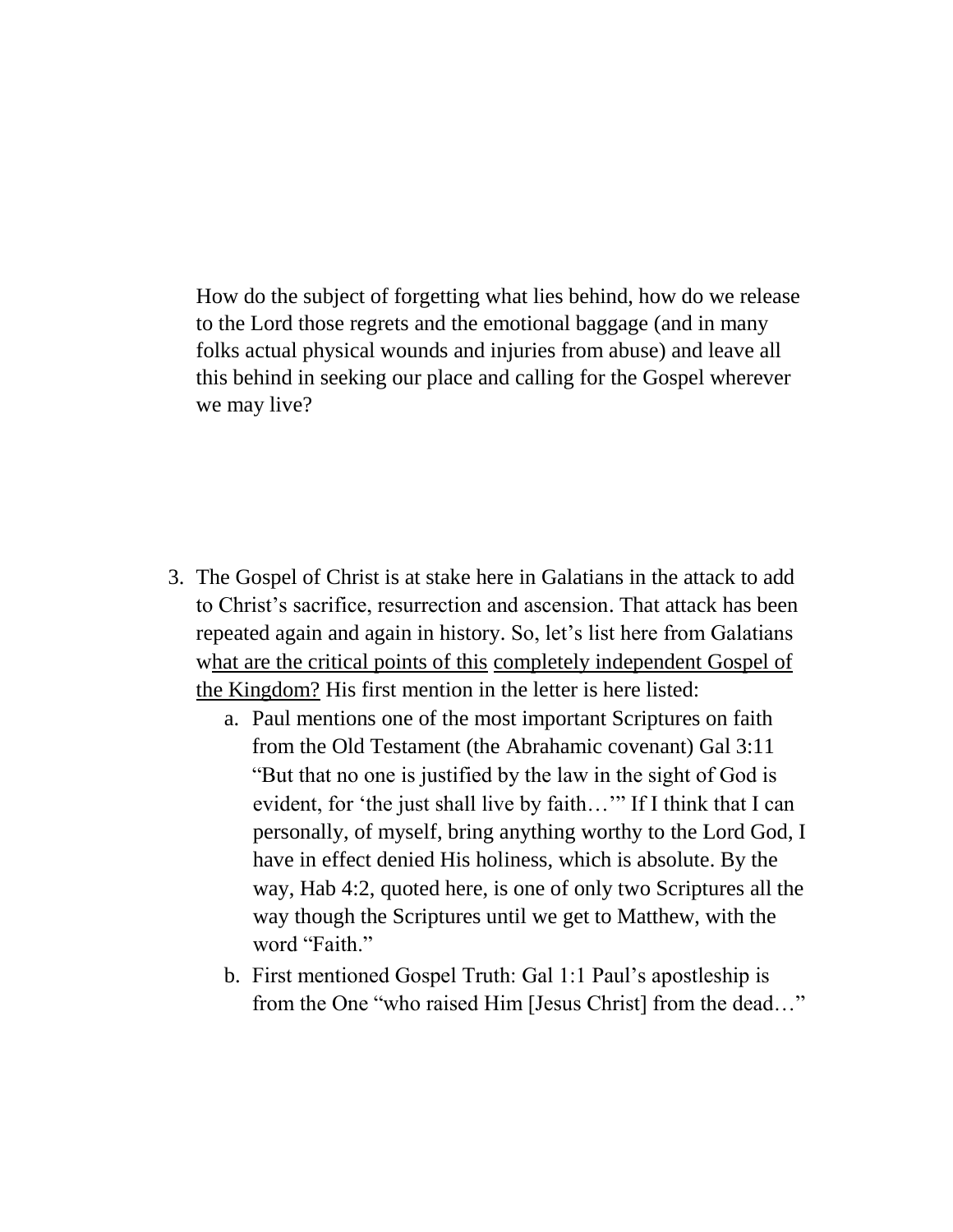How do the subject of forgetting what lies behind, how do we release to the Lord those regrets and the emotional baggage (and in many folks actual physical wounds and injuries from abuse) and leave all this behind in seeking our place and calling for the Gospel wherever we may live?

3. The Gospel of Christ is at stake here in Galatians in the attack to add to Christ's sacrifice, resurrection and ascension. That attack has been repeated again and again in history. So, let's list here from Galatians w<u>hat are the critical points of this</u> <u>completely independent Gospel of the Kingdom?</u> His first mention in the letter is here listed:
    a. Paul mentions one of the most important Scriptures on faith from the Old Testament (the Abrahamic covenant) Gal 3:11 "But that no one is justified by the law in the sight of God is evident, for 'the just shall live by faith…'" If I think that I can personally, of myself, bring anything worthy to the Lord God, I have in effect denied His holiness, which is absolute. By the way, Hab 4:2, quoted here, is one of only two Scriptures all the way though the Scriptures until we get to Matthew, with the word "Faith."
    b. First mentioned Gospel Truth: Gal 1:1 Paul's apostleship is from the One "who raised Him [Jesus Christ] from the dead…"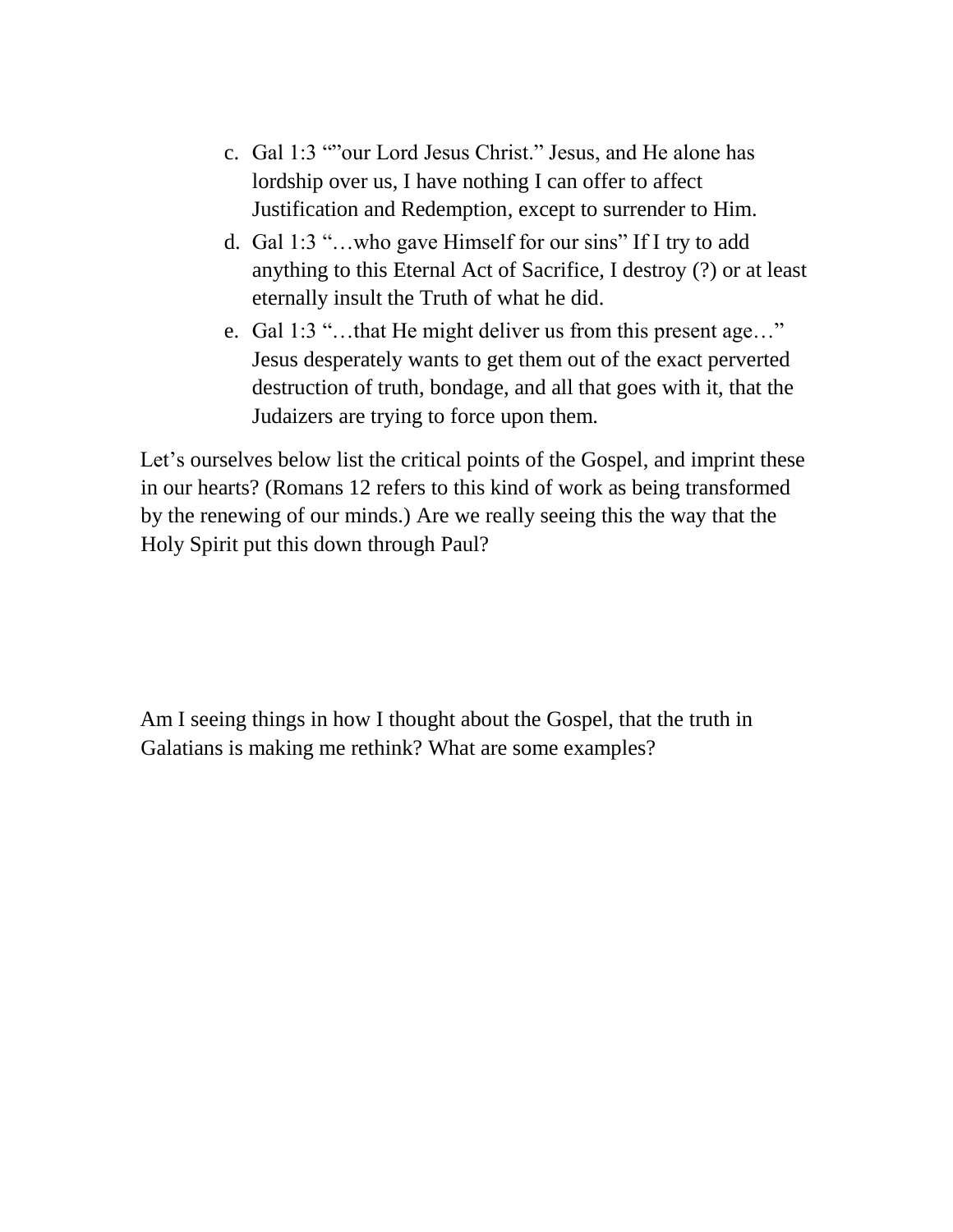c. Gal 1:3 ""our Lord Jesus Christ." Jesus, and He alone has lordship over us, I have nothing I can offer to affect Justification and Redemption, except to surrender to Him.
d. Gal 1:3 "…who gave Himself for our sins" If I try to add anything to this Eternal Act of Sacrifice, I destroy (?) or at least eternally insult the Truth of what he did.
e. Gal 1:3 "…that He might deliver us from this present age…" Jesus desperately wants to get them out of the exact perverted destruction of truth, bondage, and all that goes with it, that the Judaizers are trying to force upon them.

Let's ourselves below list the critical points of the Gospel, and imprint these in our hearts? (Romans 12 refers to this kind of work as being transformed by the renewing of our minds.) Are we really seeing this the way that the Holy Spirit put this down through Paul?

Am I seeing things in how I thought about the Gospel, that the truth in Galatians is making me rethink? What are some examples?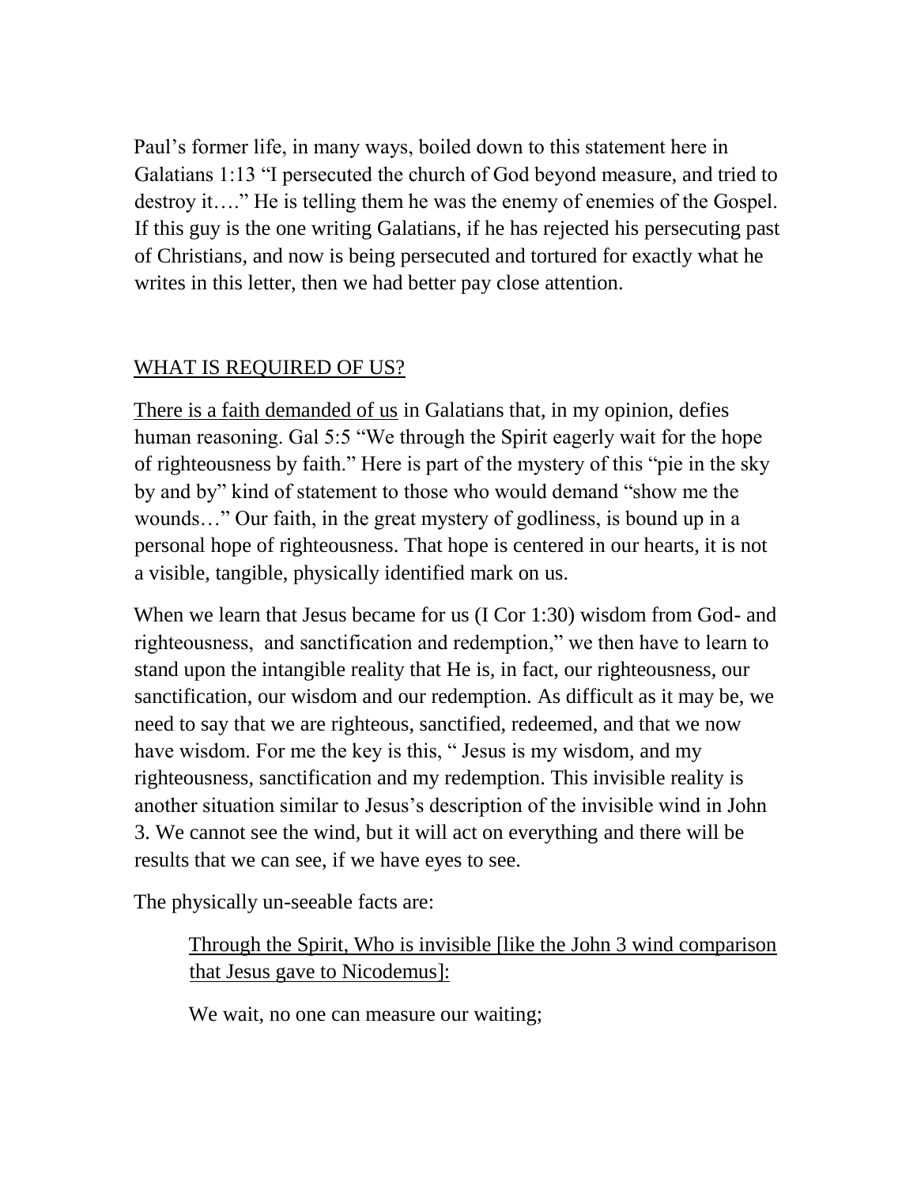Paul's former life, in many ways, boiled down to this statement here in Galatians 1:13 "I persecuted the church of God beyond measure, and tried to destroy it…." He is telling them he was the enemy of enemies of the Gospel. If this guy is the one writing Galatians, if he has rejected his persecuting past of Christians, and now is being persecuted and tortured for exactly what he writes in this letter, then we had better pay close attention.

<u>WHAT IS REQUIRED OF US?</u>

<u>There is a faith demanded of us</u> in Galatians that, in my opinion, defies human reasoning. Gal 5:5 "We through the Spirit eagerly wait for the hope of righteousness by faith." Here is part of the mystery of this "pie in the sky by and by" kind of statement to those who would demand "show me the wounds…" Our faith, in the great mystery of godliness, is bound up in a personal hope of righteousness. That hope is centered in our hearts, it is not a visible, tangible, physically identified mark on us.

When we learn that Jesus became for us (I Cor 1:30) wisdom from God- and righteousness, and sanctification and redemption," we then have to learn to stand upon the intangible reality that He is, in fact, our righteousness, our sanctification, our wisdom and our redemption. As difficult as it may be, we need to say that we are righteous, sanctified, redeemed, and that we now have wisdom. For me the key is this, " Jesus is my wisdom, and my righteousness, sanctification and my redemption. This invisible reality is another situation similar to Jesus's description of the invisible wind in John 3. We cannot see the wind, but it will act on everything and there will be results that we can see, if we have eyes to see.

The physically un-seeable facts are:

> <u>Through the Spirit, Who is invisible [like the John 3 wind comparison that Jesus gave to Nicodemus]:</u>
>
> We wait, no one can measure our waiting;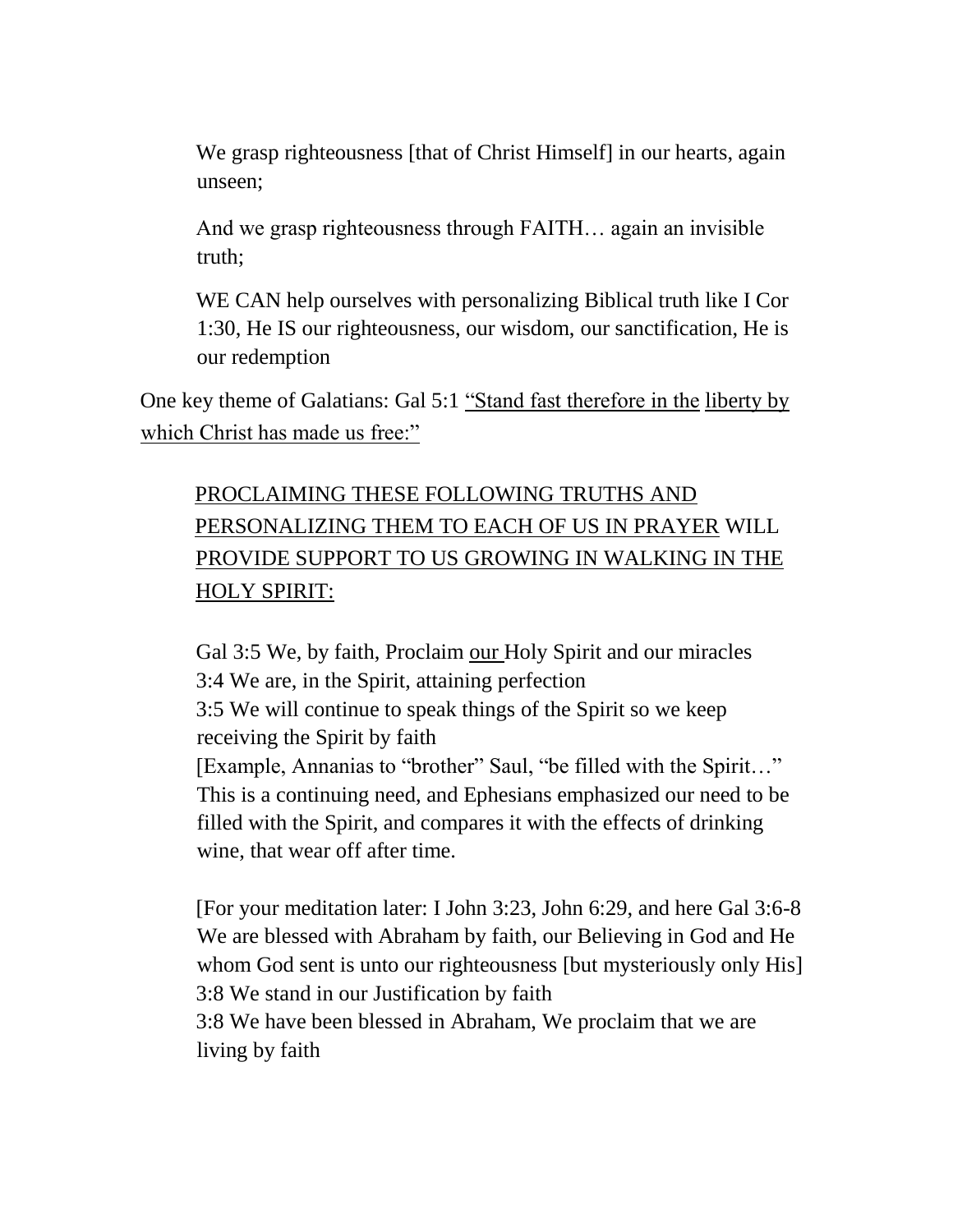We grasp righteousness [that of Christ Himself] in our hearts, again unseen;

And we grasp righteousness through FAITH… again an invisible truth;

WE CAN help ourselves with personalizing Biblical truth like I Cor 1:30, He IS our righteousness, our wisdom, our sanctification, He is our redemption

One key theme of Galatians: Gal 5:1 <u>"Stand fast therefore in the liberty by which Christ has made us free:"</u>

<u>PROCLAIMING THESE FOLLOWING TRUTHS AND PERSONALIZING THEM TO EACH OF US IN PRAYER</u> WILL <u>PROVIDE SUPPORT TO US GROWING IN WALKING IN THE HOLY SPIRIT:</u>

Gal 3:5 We, by faith, Proclaim <u>our</u> Holy Spirit and our miracles
3:4 We are, in the Spirit, attaining perfection
3:5 We will continue to speak things of the Spirit so we keep receiving the Spirit by faith
[Example, Annanias to "brother" Saul, "be filled with the Spirit…" This is a continuing need, and Ephesians emphasized our need to be filled with the Spirit, and compares it with the effects of drinking wine, that wear off after time.

[For your meditation later: I John 3:23, John 6:29, and here Gal 3:6-8 We are blessed with Abraham by faith, our Believing in God and He whom God sent is unto our righteousness [but mysteriously only His]
3:8 We stand in our Justification by faith
3:8 We have been blessed in Abraham, We proclaim that we are living by faith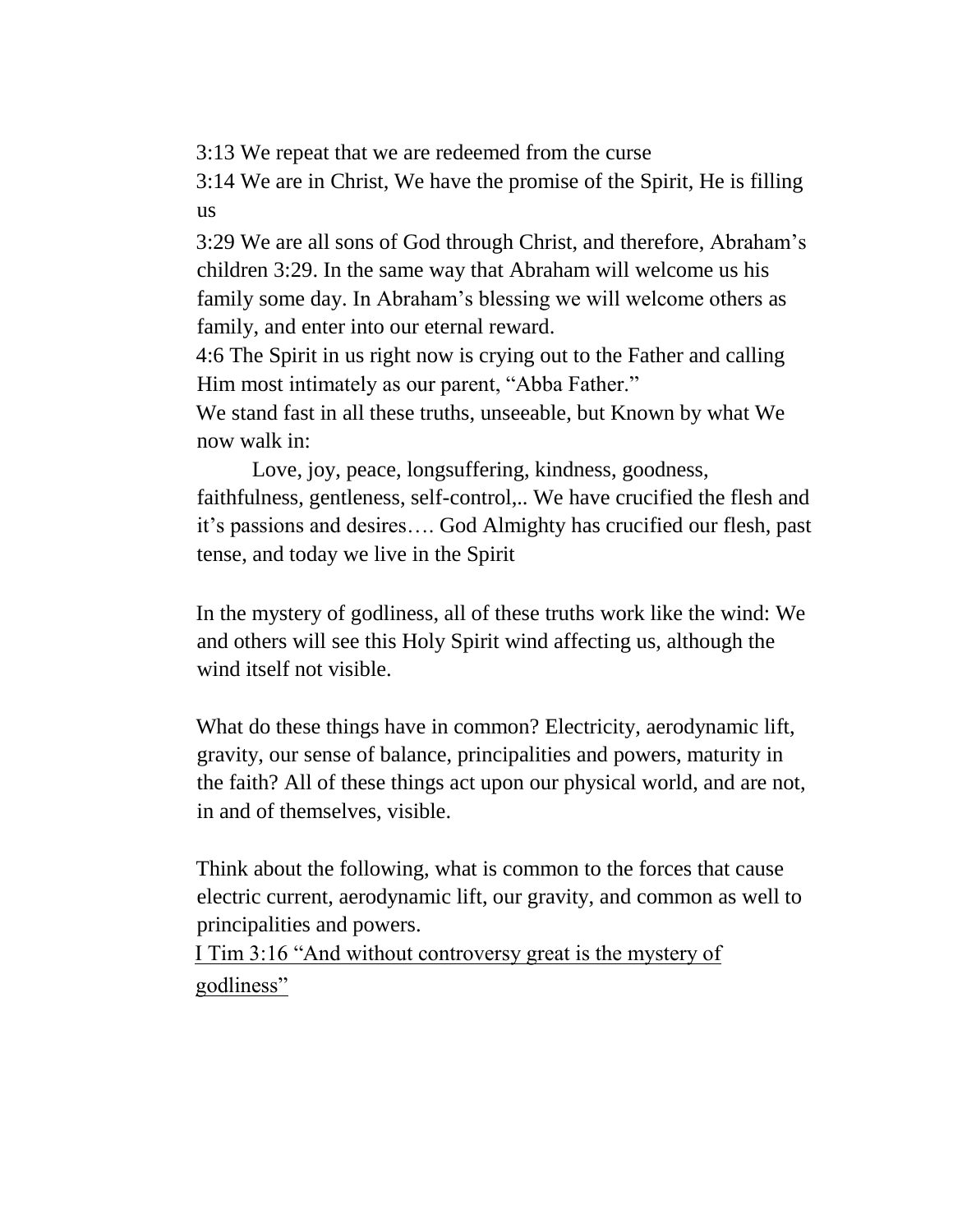3:13 We repeat that we are redeemed from the curse

3:14 We are in Christ, We have the promise of the Spirit, He is filling us

3:29 We are all sons of God through Christ, and therefore, Abraham's children 3:29. In the same way that Abraham will welcome us his family some day. In Abraham's blessing we will welcome others as family, and enter into our eternal reward.

4:6 The Spirit in us right now is crying out to the Father and calling Him most intimately as our parent, "Abba Father."

We stand fast in all these truths, unseeable, but Known by what We now walk in:

Love, joy, peace, longsuffering, kindness, goodness, faithfulness, gentleness, self-control,.. We have crucified the flesh and it's passions and desires…. God Almighty has crucified our flesh, past tense, and today we live in the Spirit

In the mystery of godliness, all of these truths work like the wind: We and others will see this Holy Spirit wind affecting us, although the wind itself not visible.

What do these things have in common? Electricity, aerodynamic lift, gravity, our sense of balance, principalities and powers, maturity in the faith? All of these things act upon our physical world, and are not, in and of themselves, visible.

Think about the following, what is common to the forces that cause electric current, aerodynamic lift, our gravity, and common as well to principalities and powers.

<u>I Tim 3:16 "And without controversy great is the mystery of godliness"</u>